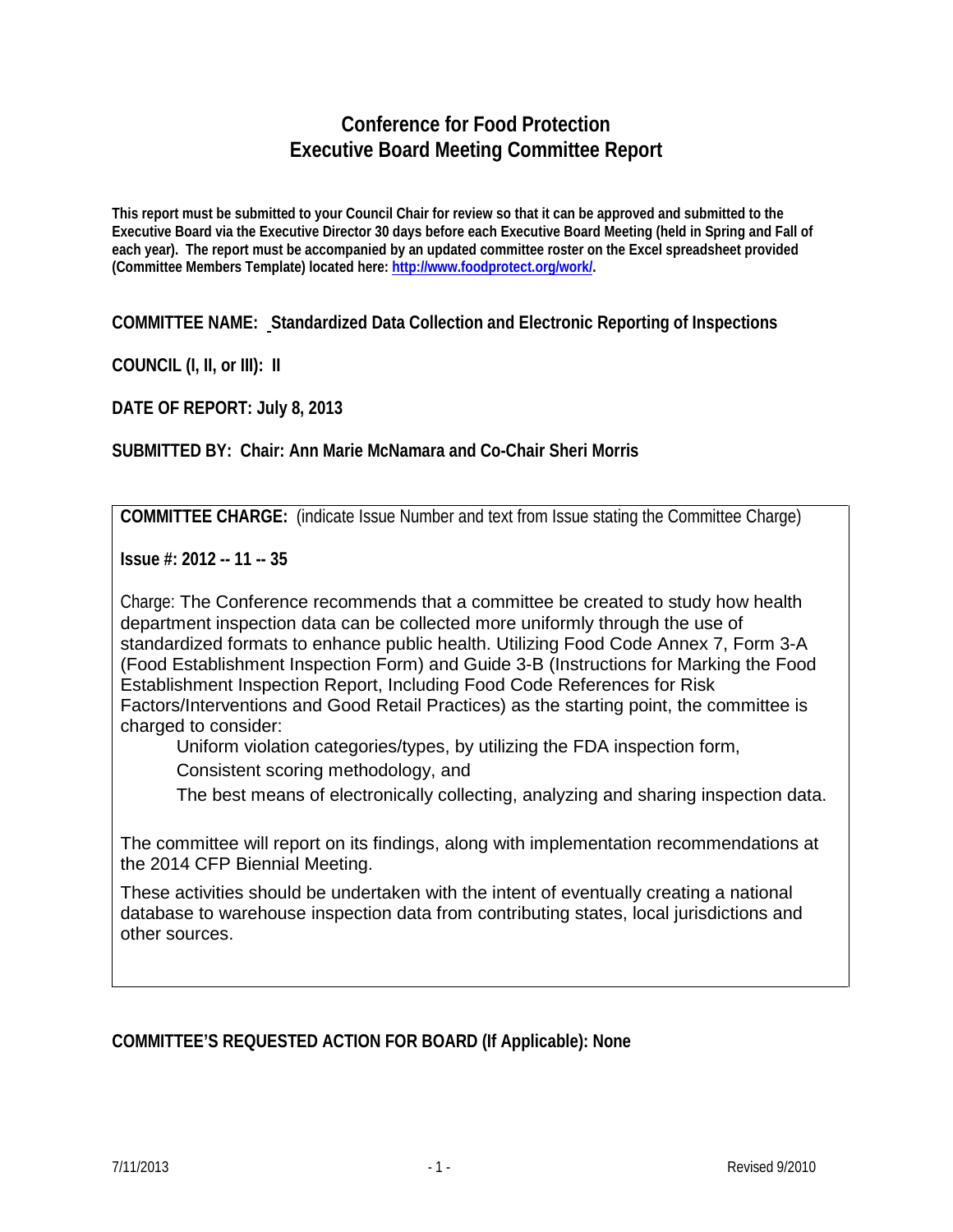# Conference for Food Protection
# Executive Board Meeting Committee Report

**This report must be submitted to your Council Chair for review so that it can be approved and submitted to the Executive Board via the Executive Director 30 days before each Executive Board Meeting (held in Spring and Fall of each year). The report must be accompanied by an updated committee roster on the Excel spreadsheet provided (Committee Members Template) located here: http://www.foodprotect.org/work/.**

**COMMITTEE NAME: Standardized Data Collection and Electronic Reporting of Inspections**

**COUNCIL (I, II, or III): II**

**DATE OF REPORT: July 8, 2013**

**SUBMITTED BY: Chair: Ann Marie McNamara and Co-Chair Sheri Morris**

**COMMITTEE CHARGE:** (indicate Issue Number and text from Issue stating the Committee Charge)

**Issue #: 2012 -- 11 -- 35**

Charge: The Conference recommends that a committee be created to study how health department inspection data can be collected more uniformly through the use of standardized formats to enhance public health. Utilizing Food Code Annex 7, Form 3-A (Food Establishment Inspection Form) and Guide 3-B (Instructions for Marking the Food Establishment Inspection Report, Including Food Code References for Risk Factors/Interventions and Good Retail Practices) as the starting point, the committee is charged to consider:

- Uniform violation categories/types, by utilizing the FDA inspection form,
- Consistent scoring methodology, and
- The best means of electronically collecting, analyzing and sharing inspection data.

The committee will report on its findings, along with implementation recommendations at the 2014 CFP Biennial Meeting.

These activities should be undertaken with the intent of eventually creating a national database to warehouse inspection data from contributing states, local jurisdictions and other sources.

**COMMITTEE'S REQUESTED ACTION FOR BOARD (If Applicable): None**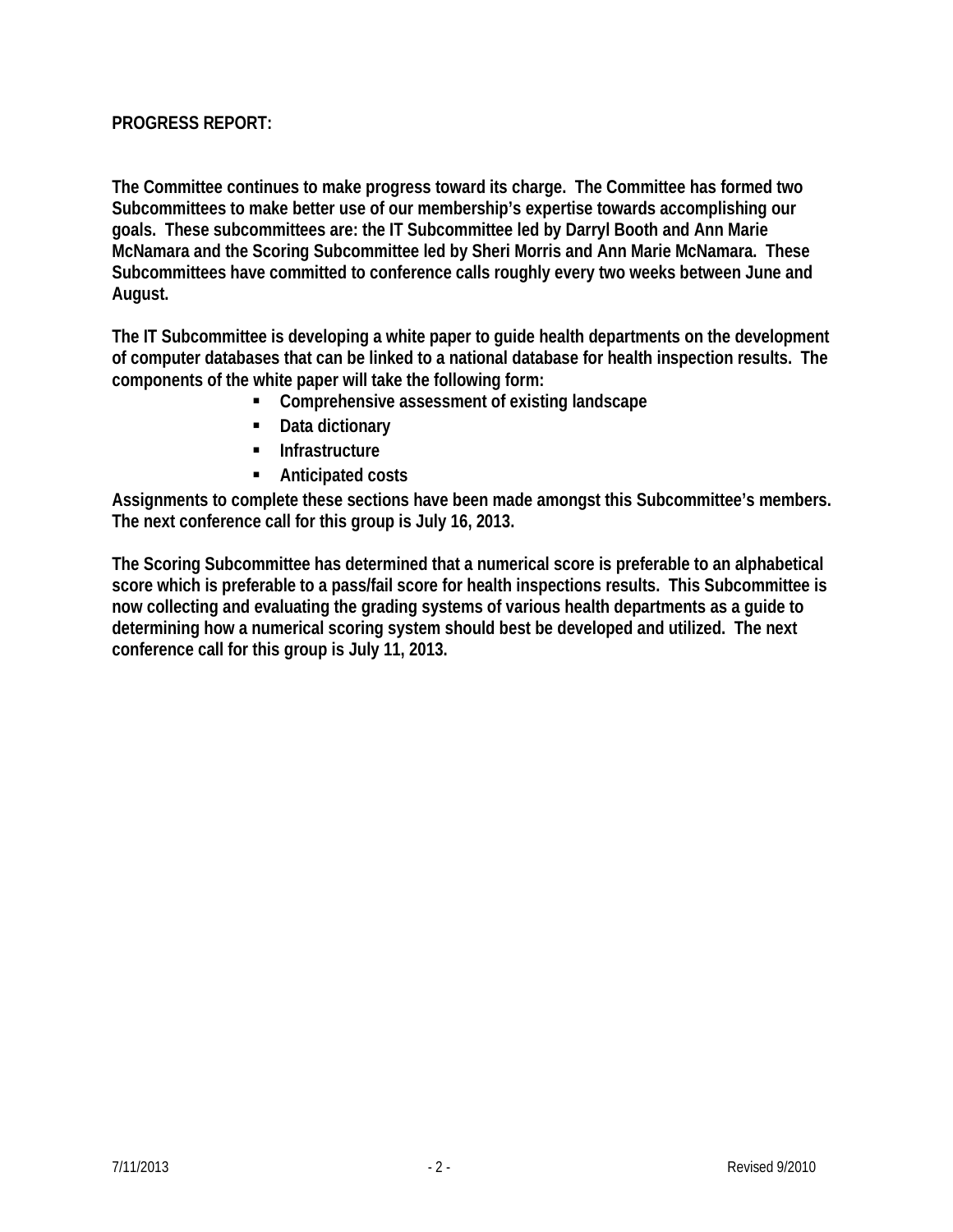**PROGRESS REPORT:**

**The Committee continues to make progress toward its charge. The Committee has formed two Subcommittees to make better use of our membership's expertise towards accomplishing our goals. These subcommittees are: the IT Subcommittee led by Darryl Booth and Ann Marie McNamara and the Scoring Subcommittee led by Sheri Morris and Ann Marie McNamara. These Subcommittees have committed to conference calls roughly every two weeks between June and August.**

**The IT Subcommittee is developing a white paper to guide health departments on the development of computer databases that can be linked to a national database for health inspection results. The components of the white paper will take the following form:**

- **Comprehensive assessment of existing landscape**
- **Data dictionary**
- **Infrastructure**
- **Anticipated costs**

**Assignments to complete these sections have been made amongst this Subcommittee's members. The next conference call for this group is July 16, 2013.**

**The Scoring Subcommittee has determined that a numerical score is preferable to an alphabetical score which is preferable to a pass/fail score for health inspections results. This Subcommittee is now collecting and evaluating the grading systems of various health departments as a guide to determining how a numerical scoring system should best be developed and utilized. The next conference call for this group is July 11, 2013.**